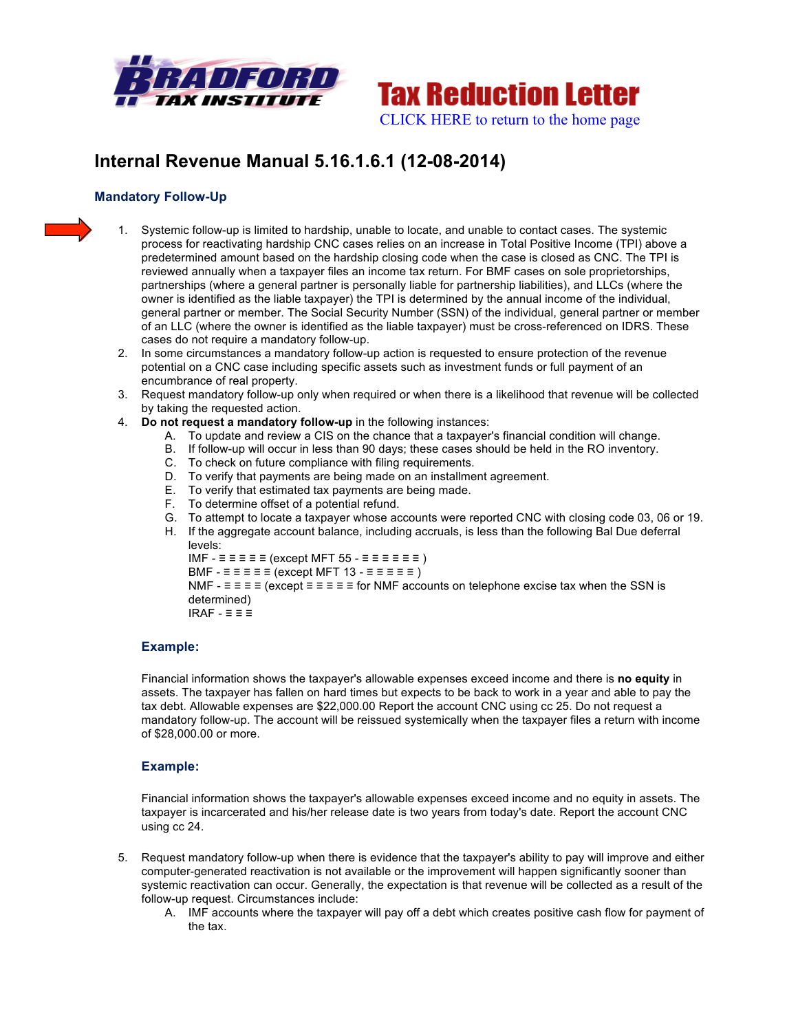Tax Reduction Letter

CLICK HERE to return to the home page

# Internal Revenue Manual 5.16.1.6.1 (12-08-2014)

## Mandatory Follow-Up

1. Systemic follow-up is limited to hardship, unable to locate, and unable to contact cases. The systemic process for reactivating hardship CNC cases relies on an increase in Total Positive Income (TPI) above a predetermined amount based on the hardship closing code when the case is closed as CNC. The TPI is reviewed annually when a taxpayer files an income tax return. For BMF cases on sole proprietorships, partnerships (where a general partner is personally liable for partnership liabilities), and LLCs (where the owner is identified as the liable taxpayer) the TPI is determined by the annual income of the individual, general partner or member. The Social Security Number (SSN) of the individual, general partner or member of an LLC (where the owner is identified as the liable taxpayer) must be cross-referenced on IDRS. These cases do not require a mandatory follow-up.
2. In some circumstances a mandatory follow-up action is requested to ensure protection of the revenue potential on a CNC case including specific assets such as investment funds or full payment of an encumbrance of real property.
3. Request mandatory follow-up only when required or when there is a likelihood that revenue will be collected by taking the requested action.
4. **Do not request a mandatory follow-up** in the following instances:
   A. To update and review a CIS on the chance that a taxpayer's financial condition will change.
   B. If follow-up will occur in less than 90 days; these cases should be held in the RO inventory.
   C. To check on future compliance with filing requirements.
   D. To verify that payments are being made on an installment agreement.
   E. To verify that estimated tax payments are being made.
   F. To determine offset of a potential refund.
   G. To attempt to locate a taxpayer whose accounts were reported CNC with closing code 03, 06 or 19.
   H. If the aggregate account balance, including accruals, is less than the following Bal Due deferral levels:
      IMF - ≡ ≡ ≡ ≡ ≡ (except MFT 55 - ≡ ≡ ≡ ≡ ≡ ≡ )
      BMF - ≡ ≡ ≡ ≡ ≡ (except MFT 13 - ≡ ≡ ≡ ≡ ≡ )
      NMF - ≡ ≡ ≡ ≡ (except ≡ ≡ ≡ ≡ ≡ for NMF accounts on telephone excise tax when the SSN is determined)
      IRAF - ≡ ≡ ≡

   ### Example:

   Financial information shows the taxpayer's allowable expenses exceed income and there is **no equity** in assets. The taxpayer has fallen on hard times but expects to be back to work in a year and able to pay the tax debt. Allowable expenses are $22,000.00 Report the account CNC using cc 25. Do not request a mandatory follow-up. The account will be reissued systemically when the taxpayer files a return with income of $28,000.00 or more.

   ### Example:

   Financial information shows the taxpayer's allowable expenses exceed income and no equity in assets. The taxpayer is incarcerated and his/her release date is two years from today's date. Report the account CNC using cc 24.

5. Request mandatory follow-up when there is evidence that the taxpayer's ability to pay will improve and either computer-generated reactivation is not available or the improvement will happen significantly sooner than systemic reactivation can occur. Generally, the expectation is that revenue will be collected as a result of the follow-up request. Circumstances include:
   A. IMF accounts where the taxpayer will pay off a debt which creates positive cash flow for payment of the tax.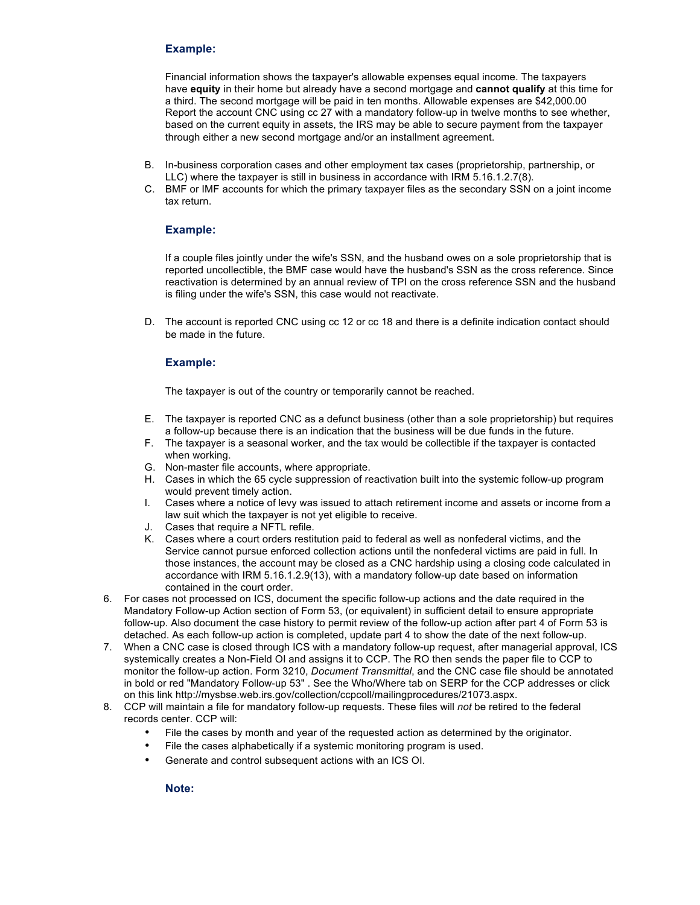**Example:**

Financial information shows the taxpayer's allowable expenses equal income. The taxpayers have **equity** in their home but already have a second mortgage and **cannot qualify** at this time for a third. The second mortgage will be paid in ten months. Allowable expenses are $42,000.00 Report the account CNC using cc 27 with a mandatory follow-up in twelve months to see whether, based on the current equity in assets, the IRS may be able to secure payment from the taxpayer through either a new second mortgage and/or an installment agreement.

B. In-business corporation cases and other employment tax cases (proprietorship, partnership, or LLC) where the taxpayer is still in business in accordance with IRM 5.16.1.2.7(8).

C. BMF or IMF accounts for which the primary taxpayer files as the secondary SSN on a joint income tax return.

**Example:**

If a couple files jointly under the wife's SSN, and the husband owes on a sole proprietorship that is reported uncollectible, the BMF case would have the husband's SSN as the cross reference. Since reactivation is determined by an annual review of TPI on the cross reference SSN and the husband is filing under the wife's SSN, this case would not reactivate.

D. The account is reported CNC using cc 12 or cc 18 and there is a definite indication contact should be made in the future.

**Example:**

The taxpayer is out of the country or temporarily cannot be reached.

E. The taxpayer is reported CNC as a defunct business (other than a sole proprietorship) but requires a follow-up because there is an indication that the business will be due funds in the future.

F. The taxpayer is a seasonal worker, and the tax would be collectible if the taxpayer is contacted when working.

G. Non-master file accounts, where appropriate.

H. Cases in which the 65 cycle suppression of reactivation built into the systemic follow-up program would prevent timely action.

I. Cases where a notice of levy was issued to attach retirement income and assets or income from a law suit which the taxpayer is not yet eligible to receive.

J. Cases that require a NFTL refile.

K. Cases where a court orders restitution paid to federal as well as nonfederal victims, and the Service cannot pursue enforced collection actions until the nonfederal victims are paid in full. In those instances, the account may be closed as a CNC hardship using a closing code calculated in accordance with IRM 5.16.1.2.9(13), with a mandatory follow-up date based on information contained in the court order.

6. For cases not processed on ICS, document the specific follow-up actions and the date required in the Mandatory Follow-up Action section of Form 53, (or equivalent) in sufficient detail to ensure appropriate follow-up. Also document the case history to permit review of the follow-up action after part 4 of Form 53 is detached. As each follow-up action is completed, update part 4 to show the date of the next follow-up.
7. When a CNC case is closed through ICS with a mandatory follow-up request, after managerial approval, ICS systemically creates a Non-Field OI and assigns it to CCP. The RO then sends the paper file to CCP to monitor the follow-up action. Form 3210, *Document Transmittal*, and the CNC case file should be annotated in bold or red "Mandatory Follow-up 53" . See the Who/Where tab on SERP for the CCP addresses or click on this link http://mysbse.web.irs.gov/collection/ccpcoll/mailingprocedures/21073.aspx.
8. CCP will maintain a file for mandatory follow-up requests. These files will *not* be retired to the federal records center. CCP will:
   - File the cases by month and year of the requested action as determined by the originator.
   - File the cases alphabetically if a systemic monitoring program is used.
   - Generate and control subsequent actions with an ICS OI.

   **Note:**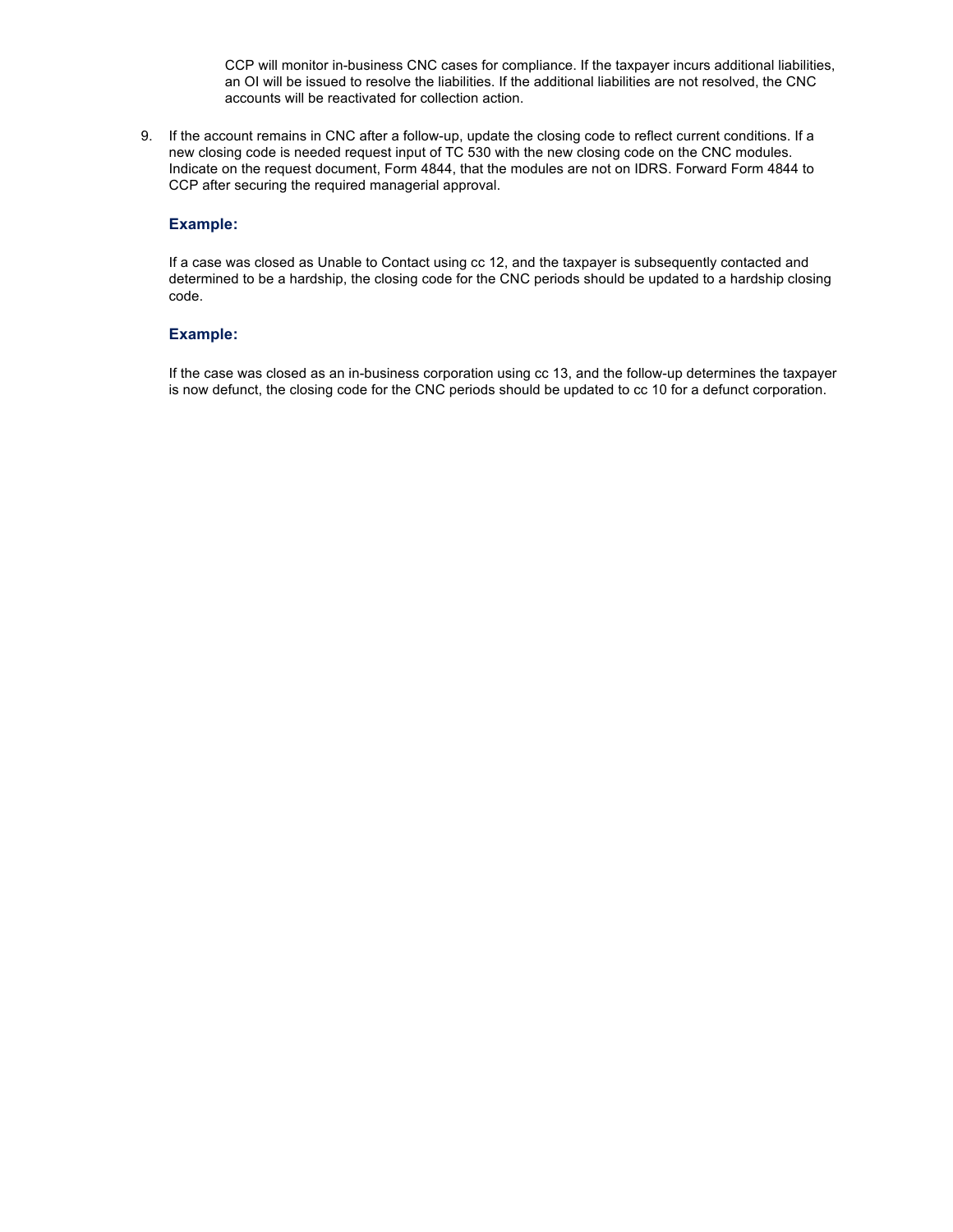CCP will monitor in-business CNC cases for compliance. If the taxpayer incurs additional liabilities, an OI will be issued to resolve the liabilities. If the additional liabilities are not resolved, the CNC accounts will be reactivated for collection action.

9. If the account remains in CNC after a follow-up, update the closing code to reflect current conditions. If a new closing code is needed request input of TC 530 with the new closing code on the CNC modules. Indicate on the request document, Form 4844, that the modules are not on IDRS. Forward Form 4844 to CCP after securing the required managerial approval.

   **Example:**

   If a case was closed as Unable to Contact using cc 12, and the taxpayer is subsequently contacted and determined to be a hardship, the closing code for the CNC periods should be updated to a hardship closing code.

   **Example:**

   If the case was closed as an in-business corporation using cc 13, and the follow-up determines the taxpayer is now defunct, the closing code for the CNC periods should be updated to cc 10 for a defunct corporation.